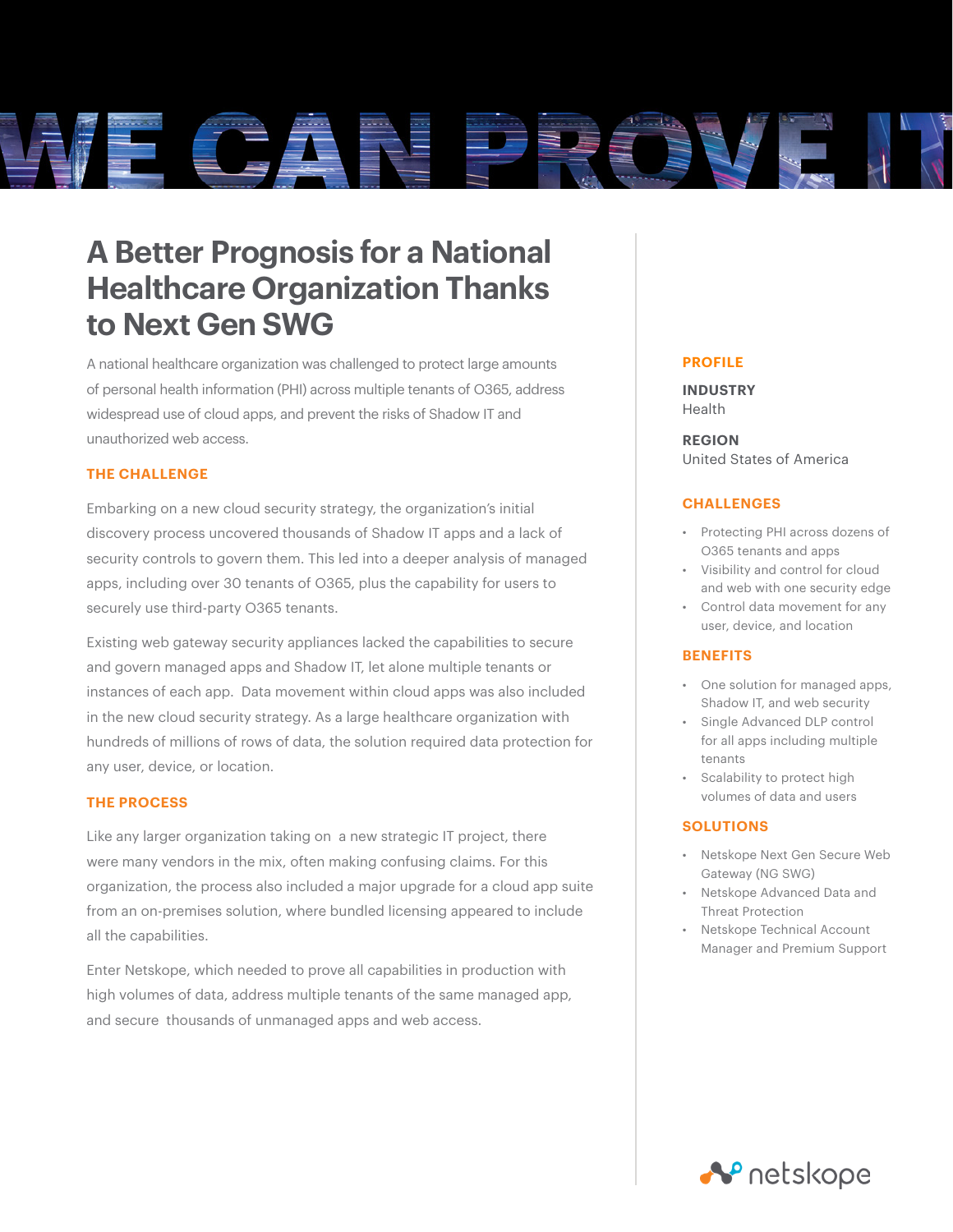# WE CAN PROVE IT

# A Better Prognosis for a National Healthcare Organization Thanks to Next Gen SWG

A national healthcare organization was challenged to protect large amounts of personal health information (PHI) across multiple tenants of O365, address widespread use of cloud apps, and prevent the risks of Shadow IT and unauthorized web access.

## THE CHALLENGE

Embarking on a new cloud security strategy, the organization's initial discovery process uncovered thousands of Shadow IT apps and a lack of security controls to govern them. This led into a deeper analysis of managed apps, including over 30 tenants of O365, plus the capability for users to securely use third-party O365 tenants.

Existing web gateway security appliances lacked the capabilities to secure and govern managed apps and Shadow IT, let alone multiple tenants or instances of each app. Data movement within cloud apps was also included in the new cloud security strategy. As a large healthcare organization with hundreds of millions of rows of data, the solution required data protection for any user, device, or location.

## THE PROCESS

Like any larger organization taking on a new strategic IT project, there were many vendors in the mix, often making confusing claims. For this organization, the process also included a major upgrade for a cloud app suite from an on-premises solution, where bundled licensing appeared to include all the capabilities.

Enter Netskope, which needed to prove all capabilities in production with high volumes of data, address multiple tenants of the same managed app, and secure thousands of unmanaged apps and web access.

## PROFILE

**INDUSTRY**
Health

**REGION**
United States of America

## CHALLENGES

- Protecting PHI across dozens of O365 tenants and apps
- Visibility and control for cloud and web with one security edge
- Control data movement for any user, device, and location

## BENEFITS

- One solution for managed apps, Shadow IT, and web security
- Single Advanced DLP control for all apps including multiple tenants
- Scalability to protect high volumes of data and users

## SOLUTIONS

- Netskope Next Gen Secure Web Gateway (NG SWG)
- Netskope Advanced Data and Threat Protection
- Netskope Technical Account Manager and Premium Support

netskope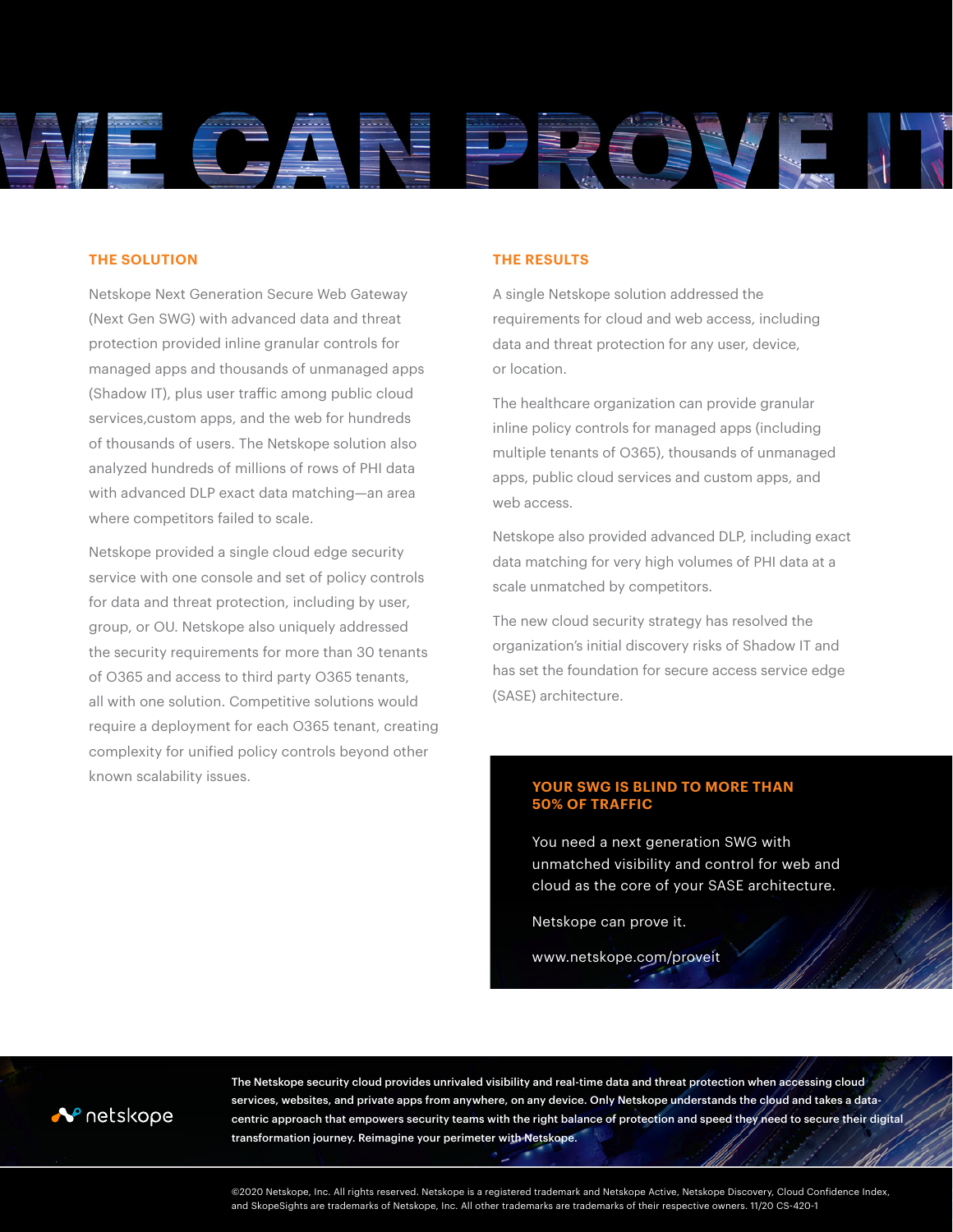# WE CAN PROVE IT

## THE SOLUTION

Netskope Next Generation Secure Web Gateway (Next Gen SWG) with advanced data and threat protection provided inline granular controls for managed apps and thousands of unmanaged apps (Shadow IT), plus user traffic among public cloud services,custom apps, and the web for hundreds of thousands of users. The Netskope solution also analyzed hundreds of millions of rows of PHI data with advanced DLP exact data matching—an area where competitors failed to scale.

Netskope provided a single cloud edge security service with one console and set of policy controls for data and threat protection, including by user, group, or OU. Netskope also uniquely addressed the security requirements for more than 30 tenants of O365 and access to third party O365 tenants, all with one solution. Competitive solutions would require a deployment for each O365 tenant, creating complexity for unified policy controls beyond other known scalability issues.

## THE RESULTS

A single Netskope solution addressed the requirements for cloud and web access, including data and threat protection for any user, device, or location.

The healthcare organization can provide granular inline policy controls for managed apps (including multiple tenants of O365), thousands of unmanaged apps, public cloud services and custom apps, and web access.

Netskope also provided advanced DLP, including exact data matching for very high volumes of PHI data at a scale unmatched by competitors.

The new cloud security strategy has resolved the organization's initial discovery risks of Shadow IT and has set the foundation for secure access service edge (SASE) architecture.

### YOUR SWG IS BLIND TO MORE THAN 50% OF TRAFFIC

You need a next generation SWG with unmatched visibility and control for web and cloud as the core of your SASE architecture.

Netskope can prove it.

www.netskope.com/proveit

netskope

**The Netskope security cloud provides unrivaled visibility and real-time data and threat protection when accessing cloud services, websites, and private apps from anywhere, on any device. Only Netskope understands the cloud and takes a data-centric approach that empowers security teams with the right balance of protection and speed they need to secure their digital transformation journey. Reimagine your perimeter with Netskope.**

©2020 Netskope, Inc. All rights reserved. Netskope is a registered trademark and Netskope Active, Netskope Discovery, Cloud Confidence Index, and SkopeSights are trademarks of Netskope, Inc. All other trademarks are trademarks of their respective owners. 11/20 CS-420-1